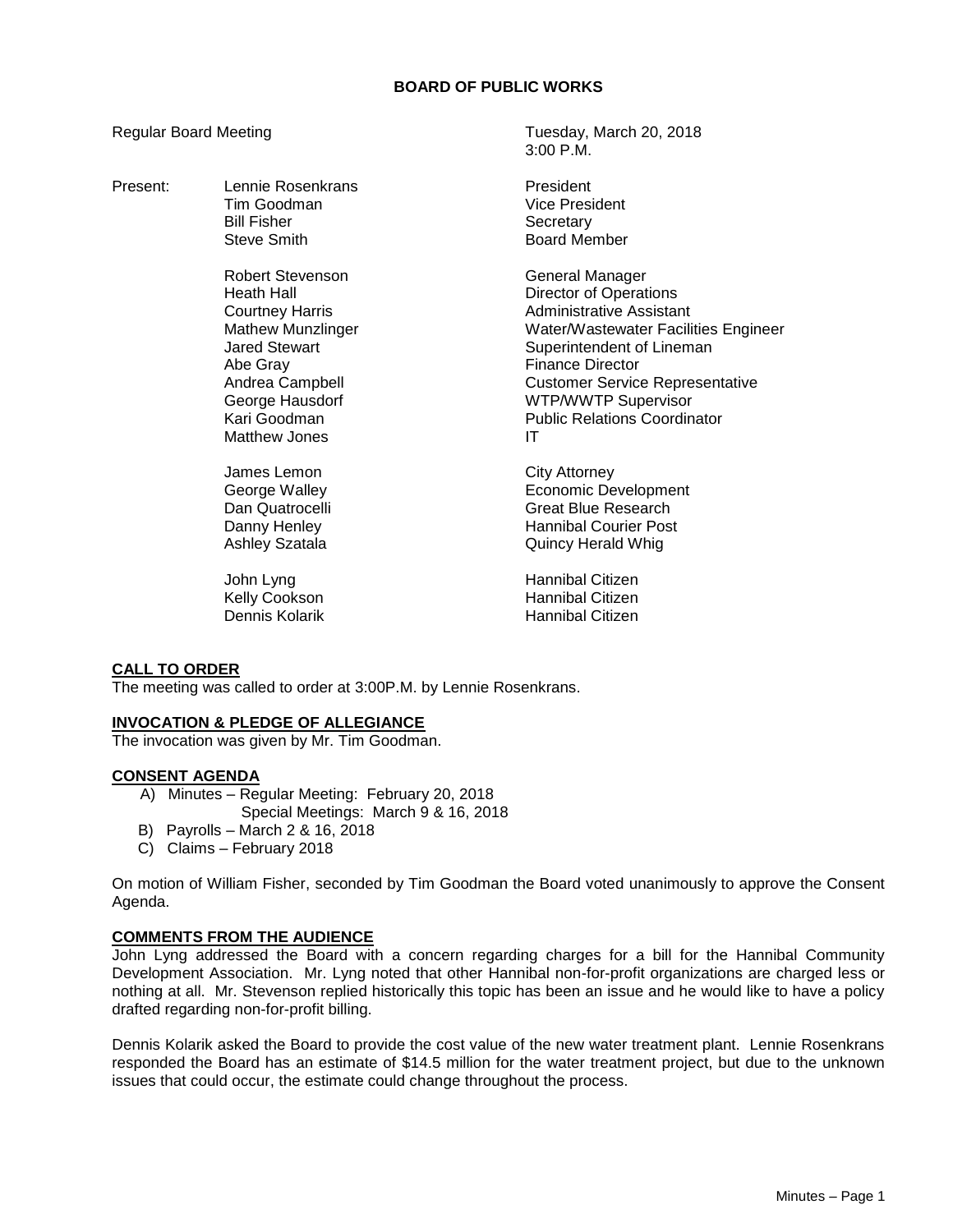# BOARD OF PUBLIC WORKS

Regular Board Meeting — Tuesday, March 20, 2018, 3:00 P.M.

| Present: | | |
|---|---|---|
| | Lennie Rosenkrans | President |
| | Tim Goodman | Vice President |
| | Bill Fisher | Secretary |
| | Steve Smith | Board Member |
| | | |
| | Robert Stevenson | General Manager |
| | Heath Hall | Director of Operations |
| | Courtney Harris | Administrative Assistant |
| | Mathew Munzlinger | Water/Wastewater Facilities Engineer |
| | Jared Stewart | Superintendent of Lineman |
| | Abe Gray | Finance Director |
| | Andrea Campbell | Customer Service Representative |
| | George Hausdorf | WTP/WWTP Supervisor |
| | Kari Goodman | Public Relations Coordinator |
| | Matthew Jones | IT |
| | | |
| | James Lemon | City Attorney |
| | George Walley | Economic Development |
| | Dan Quatrocelli | Great Blue Research |
| | Danny Henley | Hannibal Courier Post |
| | Ashley Szatala | Quincy Herald Whig |
| | | |
| | John Lyng | Hannibal Citizen |
| | Kelly Cookson | Hannibal Citizen |
| | Dennis Kolarik | Hannibal Citizen |

**CALL TO ORDER**

The meeting was called to order at 3:00P.M. by Lennie Rosenkrans.

**INVOCATION & PLEDGE OF ALLEGIANCE**

The invocation was given by Mr. Tim Goodman.

**CONSENT AGENDA**

A) Minutes – Regular Meeting: February 20, 2018
   Special Meetings: March 9 & 16, 2018
B) Payrolls – March 2 & 16, 2018
C) Claims – February 2018

On motion of William Fisher, seconded by Tim Goodman the Board voted unanimously to approve the Consent Agenda.

**COMMENTS FROM THE AUDIENCE**

John Lyng addressed the Board with a concern regarding charges for a bill for the Hannibal Community Development Association. Mr. Lyng noted that other Hannibal non-for-profit organizations are charged less or nothing at all. Mr. Stevenson replied historically this topic has been an issue and he would like to have a policy drafted regarding non-for-profit billing.

Dennis Kolarik asked the Board to provide the cost value of the new water treatment plant. Lennie Rosenkrans responded the Board has an estimate of $14.5 million for the water treatment project, but due to the unknown issues that could occur, the estimate could change throughout the process.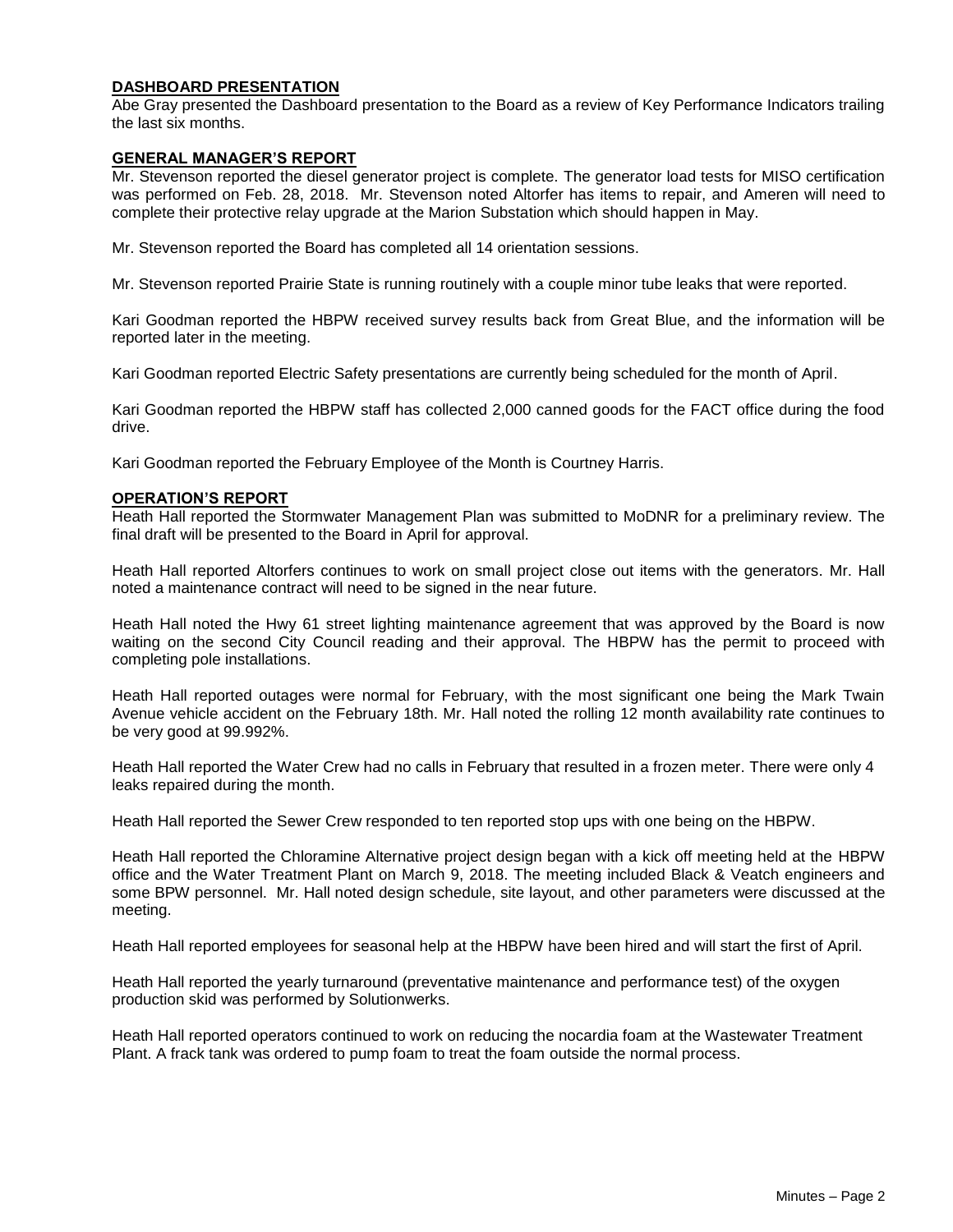## DASHBOARD PRESENTATION

Abe Gray presented the Dashboard presentation to the Board as a review of Key Performance Indicators trailing the last six months.

## GENERAL MANAGER'S REPORT

Mr. Stevenson reported the diesel generator project is complete. The generator load tests for MISO certification was performed on Feb. 28, 2018. Mr. Stevenson noted Altorfer has items to repair, and Ameren will need to complete their protective relay upgrade at the Marion Substation which should happen in May.

Mr. Stevenson reported the Board has completed all 14 orientation sessions.

Mr. Stevenson reported Prairie State is running routinely with a couple minor tube leaks that were reported.

Kari Goodman reported the HBPW received survey results back from Great Blue, and the information will be reported later in the meeting.

Kari Goodman reported Electric Safety presentations are currently being scheduled for the month of April.

Kari Goodman reported the HBPW staff has collected 2,000 canned goods for the FACT office during the food drive.

Kari Goodman reported the February Employee of the Month is Courtney Harris.

## OPERATION'S REPORT

Heath Hall reported the Stormwater Management Plan was submitted to MoDNR for a preliminary review. The final draft will be presented to the Board in April for approval.

Heath Hall reported Altorfers continues to work on small project close out items with the generators. Mr. Hall noted a maintenance contract will need to be signed in the near future.

Heath Hall noted the Hwy 61 street lighting maintenance agreement that was approved by the Board is now waiting on the second City Council reading and their approval. The HBPW has the permit to proceed with completing pole installations.

Heath Hall reported outages were normal for February, with the most significant one being the Mark Twain Avenue vehicle accident on the February 18th. Mr. Hall noted the rolling 12 month availability rate continues to be very good at 99.992%.

Heath Hall reported the Water Crew had no calls in February that resulted in a frozen meter. There were only 4 leaks repaired during the month.

Heath Hall reported the Sewer Crew responded to ten reported stop ups with one being on the HBPW.

Heath Hall reported the Chloramine Alternative project design began with a kick off meeting held at the HBPW office and the Water Treatment Plant on March 9, 2018. The meeting included Black & Veatch engineers and some BPW personnel. Mr. Hall noted design schedule, site layout, and other parameters were discussed at the meeting.

Heath Hall reported employees for seasonal help at the HBPW have been hired and will start the first of April.

Heath Hall reported the yearly turnaround (preventative maintenance and performance test) of the oxygen production skid was performed by Solutionwerks.

Heath Hall reported operators continued to work on reducing the nocardia foam at the Wastewater Treatment Plant. A frack tank was ordered to pump foam to treat the foam outside the normal process.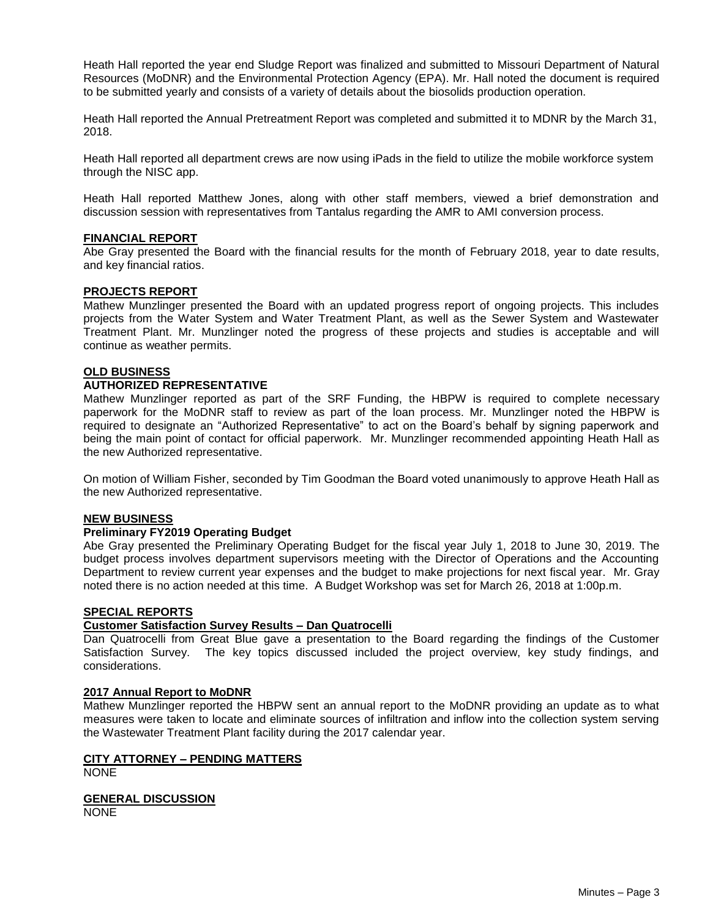Heath Hall reported the year end Sludge Report was finalized and submitted to Missouri Department of Natural Resources (MoDNR) and the Environmental Protection Agency (EPA). Mr. Hall noted the document is required to be submitted yearly and consists of a variety of details about the biosolids production operation.

Heath Hall reported the Annual Pretreatment Report was completed and submitted it to MDNR by the March 31, 2018.

Heath Hall reported all department crews are now using iPads in the field to utilize the mobile workforce system through the NISC app.

Heath Hall reported Matthew Jones, along with other staff members, viewed a brief demonstration and discussion session with representatives from Tantalus regarding the AMR to AMI conversion process.

**FINANCIAL REPORT**

Abe Gray presented the Board with the financial results for the month of February 2018, year to date results, and key financial ratios.

**PROJECTS REPORT**

Mathew Munzlinger presented the Board with an updated progress report of ongoing projects. This includes projects from the Water System and Water Treatment Plant, as well as the Sewer System and Wastewater Treatment Plant. Mr. Munzlinger noted the progress of these projects and studies is acceptable and will continue as weather permits.

**OLD BUSINESS**

**AUTHORIZED REPRESENTATIVE**

Mathew Munzlinger reported as part of the SRF Funding, the HBPW is required to complete necessary paperwork for the MoDNR staff to review as part of the loan process. Mr. Munzlinger noted the HBPW is required to designate an "Authorized Representative" to act on the Board's behalf by signing paperwork and being the main point of contact for official paperwork. Mr. Munzlinger recommended appointing Heath Hall as the new Authorized representative.

On motion of William Fisher, seconded by Tim Goodman the Board voted unanimously to approve Heath Hall as the new Authorized representative.

**NEW BUSINESS**

**Preliminary FY2019 Operating Budget**

Abe Gray presented the Preliminary Operating Budget for the fiscal year July 1, 2018 to June 30, 2019. The budget process involves department supervisors meeting with the Director of Operations and the Accounting Department to review current year expenses and the budget to make projections for next fiscal year. Mr. Gray noted there is no action needed at this time. A Budget Workshop was set for March 26, 2018 at 1:00p.m.

**SPECIAL REPORTS**

**Customer Satisfaction Survey Results – Dan Quatrocelli**

Dan Quatrocelli from Great Blue gave a presentation to the Board regarding the findings of the Customer Satisfaction Survey. The key topics discussed included the project overview, key study findings, and considerations.

**2017 Annual Report to MoDNR**

Mathew Munzlinger reported the HBPW sent an annual report to the MoDNR providing an update as to what measures were taken to locate and eliminate sources of infiltration and inflow into the collection system serving the Wastewater Treatment Plant facility during the 2017 calendar year.

**CITY ATTORNEY – PENDING MATTERS**

NONE

**GENERAL DISCUSSION**

NONE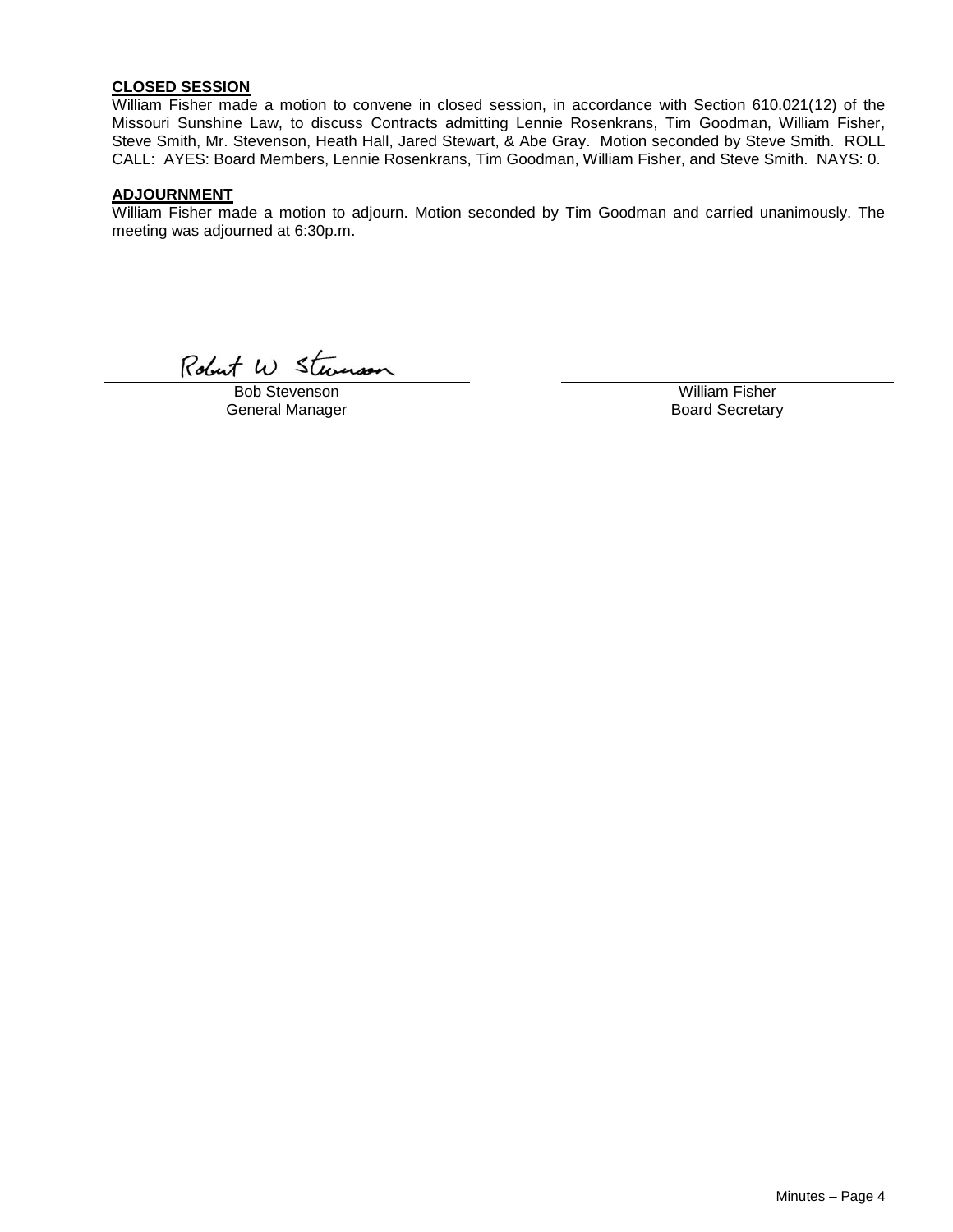**CLOSED SESSION**

William Fisher made a motion to convene in closed session, in accordance with Section 610.021(12) of the Missouri Sunshine Law, to discuss Contracts admitting Lennie Rosenkrans, Tim Goodman, William Fisher, Steve Smith, Mr. Stevenson, Heath Hall, Jared Stewart, & Abe Gray. Motion seconded by Steve Smith. ROLL CALL: AYES: Board Members, Lennie Rosenkrans, Tim Goodman, William Fisher, and Steve Smith. NAYS: 0.

**ADJOURNMENT**

William Fisher made a motion to adjourn. Motion seconded by Tim Goodman and carried unanimously. The meeting was adjourned at 6:30p.m.

Robert W Stevenson

Bob Stevenson
General Manager

William Fisher
Board Secretary